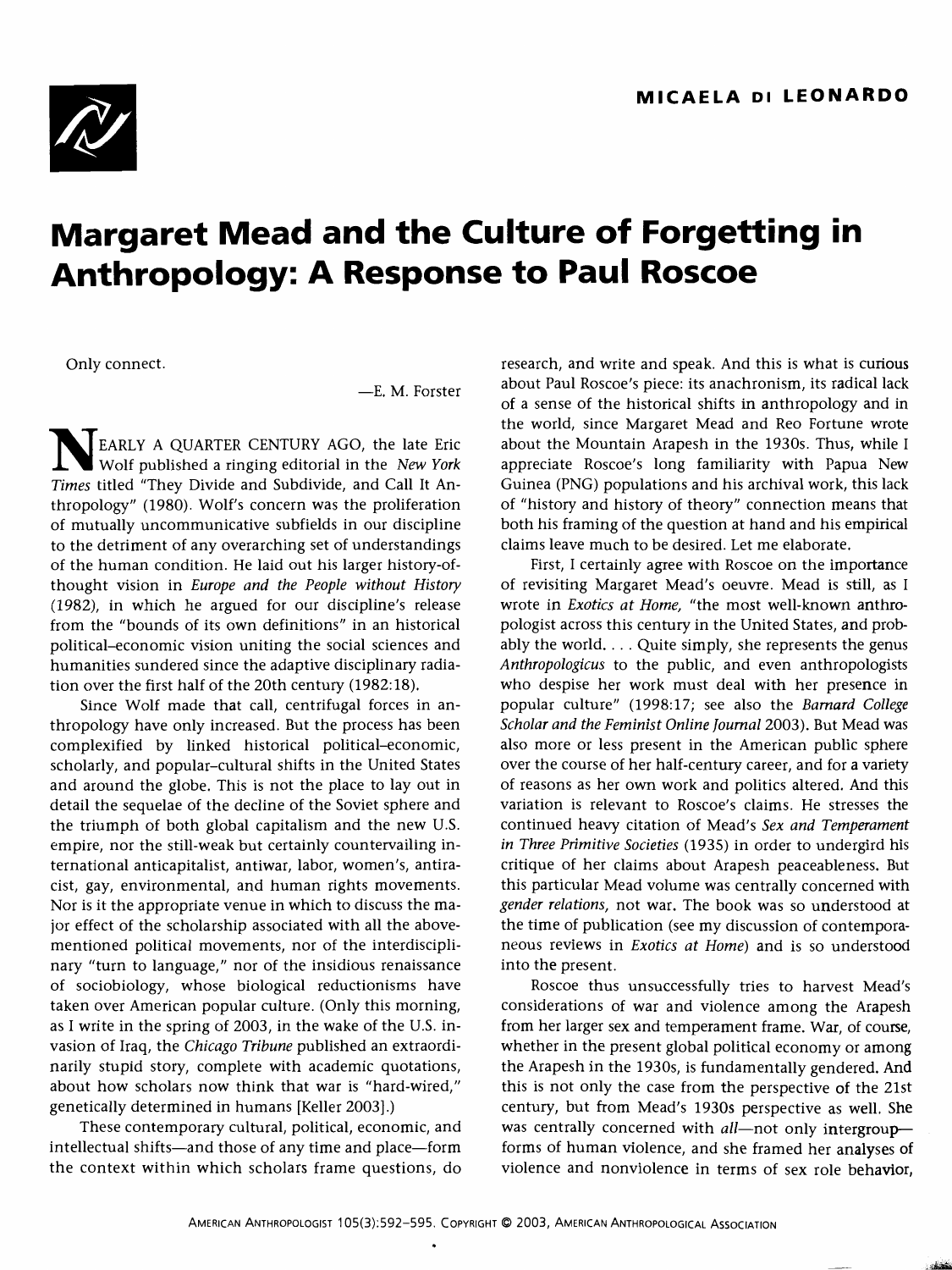MICAELA DI LEONARDO

# Margaret Mead and the Culture of Forgetting in Anthropology: A Response to Paul Roscoe

Only connect.

—E. M. Forster

NEARLY A QUARTER CENTURY AGO, the late Eric Wolf published a ringing editorial in the *New York Times* titled "They Divide and Subdivide, and Call It Anthropology" (1980). Wolf's concern was the proliferation of mutually uncommunicative subfields in our discipline to the detriment of any overarching set of understandings of the human condition. He laid out his larger history-of-thought vision in *Europe and the People without History* (1982), in which he argued for our discipline's release from the "bounds of its own definitions" in an historical political–economic vision uniting the social sciences and humanities sundered since the adaptive disciplinary radiation over the first half of the 20th century (1982:18).

Since Wolf made that call, centrifugal forces in anthropology have only increased. But the process has been complexified by linked historical political–economic, scholarly, and popular–cultural shifts in the United States and around the globe. This is not the place to lay out in detail the sequelae of the decline of the Soviet sphere and the triumph of both global capitalism and the new U.S. empire, nor the still-weak but certainly countervailing international anticapitalist, antiwar, labor, women's, antiracist, gay, environmental, and human rights movements. Nor is it the appropriate venue in which to discuss the major effect of the scholarship associated with all the above-mentioned political movements, nor of the interdisciplinary "turn to language," nor of the insidious renaissance of sociobiology, whose biological reductionisms have taken over American popular culture. (Only this morning, as I write in the spring of 2003, in the wake of the U.S. invasion of Iraq, the *Chicago Tribune* published an extraordinarily stupid story, complete with academic quotations, about how scholars now think that war is "hard-wired," genetically determined in humans [Keller 2003].)

These contemporary cultural, political, economic, and intellectual shifts—and those of any time and place—form the context within which scholars frame questions, do research, and write and speak. And this is what is curious about Paul Roscoe's piece: its anachronism, its radical lack of a sense of the historical shifts in anthropology and in the world, since Margaret Mead and Reo Fortune wrote about the Mountain Arapesh in the 1930s. Thus, while I appreciate Roscoe's long familiarity with Papua New Guinea (PNG) populations and his archival work, this lack of "history and history of theory" connection means that both his framing of the question at hand and his empirical claims leave much to be desired. Let me elaborate.

First, I certainly agree with Roscoe on the importance of revisiting Margaret Mead's oeuvre. Mead is still, as I wrote in *Exotics at Home*, "the most well-known anthropologist across this century in the United States, and probably the world. . . . Quite simply, she represents the genus *Anthropologicus* to the public, and even anthropologists who despise her work must deal with her presence in popular culture" (1998:17; see also the *Barnard College Scholar and the Feminist Online Journal* 2003). But Mead was also more or less present in the American public sphere over the course of her half-century career, and for a variety of reasons as her own work and politics altered. And this variation is relevant to Roscoe's claims. He stresses the continued heavy citation of Mead's *Sex and Temperament in Three Primitive Societies* (1935) in order to undergird his critique of her claims about Arapesh peaceableness. But this particular Mead volume was centrally concerned with *gender relations*, not war. The book was so understood at the time of publication (see my discussion of contemporaneous reviews in *Exotics at Home*) and is so understood into the present.

Roscoe thus unsuccessfully tries to harvest Mead's considerations of war and violence among the Arapesh from her larger sex and temperament frame. War, of course, whether in the present global political economy or among the Arapesh in the 1930s, is fundamentally gendered. And this is not only the case from the perspective of the 21st century, but from Mead's 1930s perspective as well. She was centrally concerned with *all*—not only intergroup—forms of human violence, and she framed her analyses of violence and nonviolence in terms of sex role behavior,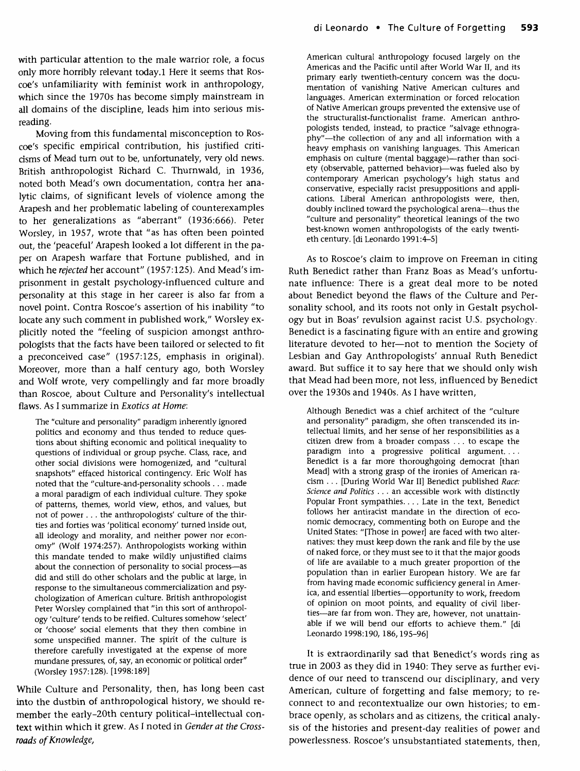with particular attention to the male warrior role, a focus only more horribly relevant today.1 Here it seems that Roscoe's unfamiliarity with feminist work in anthropology, which since the 1970s has become simply mainstream in all domains of the discipline, leads him into serious misreading.

Moving from this fundamental misconception to Roscoe's specific empirical contribution, his justified criticisms of Mead turn out to be, unfortunately, very old news. British anthropologist Richard C. Thurnwald, in 1936, noted both Mead's own documentation, contra her analytic claims, of significant levels of violence among the Arapesh and her problematic labeling of counterexamples to her generalizations as "aberrant" (1936:666). Peter Worsley, in 1957, wrote that "as has often been pointed out, the 'peaceful' Arapesh looked a lot different in the paper on Arapesh warfare that Fortune published, and in which he *rejected* her account" (1957:125). And Mead's imprisonment in gestalt psychology-influenced culture and personality at this stage in her career is also far from a novel point. Contra Roscoe's assertion of his inability "to locate any such comment in published work," Worsley explicitly noted the "feeling of suspicion amongst anthropologists that the facts have been tailored or selected to fit a preconceived case" (1957:125, emphasis in original). Moreover, more than a half century ago, both Worsley and Wolf wrote, very compellingly and far more broadly than Roscoe, about Culture and Personality's intellectual flaws. As I summarize in *Exotics at Home*:

> The "culture and personality" paradigm inherently ignored politics and economy and thus tended to reduce questions about shifting economic and political inequality to questions of individual or group psyche. Class, race, and other social divisions were homogenized, and "cultural snapshots" effaced historical contingency. Eric Wolf has noted that the "culture-and-personality schools . . . made a moral paradigm of each individual culture. They spoke of patterns, themes, world view, ethos, and values, but not of power . . . the anthropologists' culture of the thirties and forties was 'political economy' turned inside out, all ideology and morality, and neither power nor economy" (Wolf 1974:257). Anthropologists working within this mandate tended to make wildly unjustified claims about the connection of personality to social process—as did and still do other scholars and the public at large, in response to the simultaneous commercialization and psychologization of American culture. British anthropologist Peter Worsley complained that "in this sort of anthropology 'culture' tends to be reified. Cultures somehow 'select' or 'choose' social elements that they then combine in some unspecified manner. The spirit of the culture is therefore carefully investigated at the expense of more mundane pressures, of, say, an economic or political order" (Worsley 1957:128). [1998:189]

While Culture and Personality, then, has long been cast into the dustbin of anthropological history, we should remember the early-20th century political–intellectual context within which it grew. As I noted in *Gender at the Crossroads of Knowledge*,

> American cultural anthropology focused largely on the Americas and the Pacific until after World War II, and its primary early twentieth-century concern was the documentation of vanishing Native American cultures and languages. American extermination or forced relocation of Native American groups prevented the extensive use of the structuralist-functionalist frame. American anthropologists tended, instead, to practice "salvage ethnography"—the collection of any and all information with a heavy emphasis on vanishing languages. This American emphasis on culture (mental baggage)—rather than society (observable, patterned behavior)—was fueled also by contemporary American psychology's high status and conservative, especially racist presuppositions and applications. Liberal American anthropologists were, then, doubly inclined toward the psychological arena—thus the "culture and personality" theoretical leanings of the two best-known women anthropologists of the early twentieth century. [di Leonardo 1991:4–5]

As to Roscoe's claim to improve on Freeman in citing Ruth Benedict rather than Franz Boas as Mead's unfortunate influence: There is a great deal more to be noted about Benedict beyond the flaws of the Culture and Personality school, and its roots not only in Gestalt psychology but in Boas' revulsion against racist U.S. psychology. Benedict is a fascinating figure with an entire and growing literature devoted to her—not to mention the Society of Lesbian and Gay Anthropologists' annual Ruth Benedict award. But suffice it to say here that we should only wish that Mead had been more, not less, influenced by Benedict over the 1930s and 1940s. As I have written,

> Although Benedict was a chief architect of the "culture and personality" paradigm, she often transcended its intellectual limits, and her sense of her responsibilities as a citizen drew from a broader compass . . . to escape the paradigm into a progressive political argument. . . . Benedict is a far more thoroughgoing democrat [than Mead] with a strong grasp of the ironies of American racism . . . [During World War II] Benedict published *Race: Science and Politics* . . . an accessible work with distinctly Popular Front sympathies. . . . Late in the text, Benedict follows her antiracist mandate in the direction of economic democracy, commenting both on Europe and the United States: "[Those in power] are faced with two alternatives: they must keep down the rank and file by the use of naked force, or they must see to it that the major goods of life are available to a much greater proportion of the population than in earlier European history. We are far from having made economic sufficiency general in America, and essential liberties—opportunity to work, freedom of opinion on moot points, and equality of civil liberties—are far from won. They are, however, not unattainable if we will bend our efforts to achieve them." [di Leonardo 1998:190, 186, 195–96]

It is extraordinarily sad that Benedict's words ring as true in 2003 as they did in 1940: They serve as further evidence of our need to transcend our disciplinary, and very American, culture of forgetting and false memory; to reconnect to and recontextualize our own histories; to embrace openly, as scholars and as citizens, the critical analysis of the histories and present-day realities of power and powerlessness. Roscoe's unsubstantiated statements, then,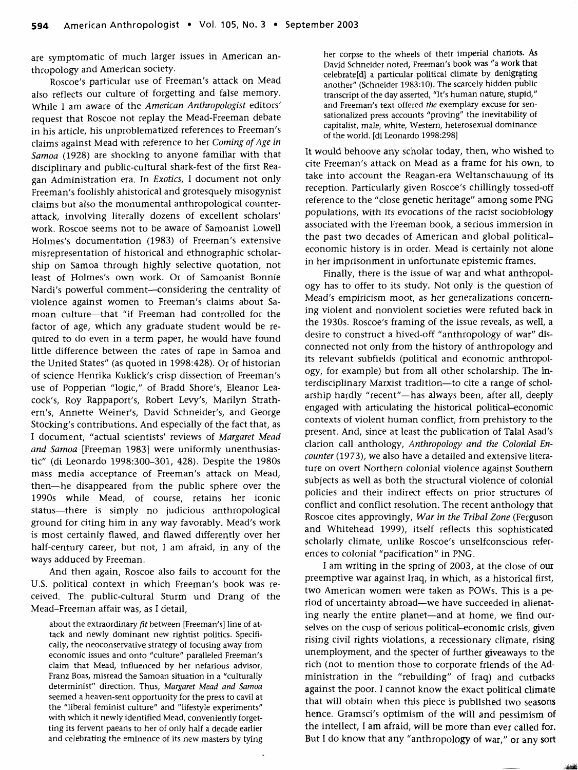are symptomatic of much larger issues in American anthropology and American society.

Roscoe's particular use of Freeman's attack on Mead also reflects our culture of forgetting and false memory. While I am aware of the *American Anthropologist* editors' request that Roscoe not replay the Mead-Freeman debate in his article, his unproblematized references to Freeman's claims against Mead with reference to her *Coming of Age in Samoa* (1928) are shocking to anyone familiar with that disciplinary and public-cultural shark-fest of the first Reagan Administration era. In *Exotics,* I document not only Freeman's foolishly ahistorical and grotesquely misogynist claims but also the monumental anthropological counterattack, involving literally dozens of excellent scholars' work. Roscoe seems not to be aware of Samoanist Lowell Holmes's documentation (1983) of Freeman's extensive misrepresentation of historical and ethnographic scholarship on Samoa through highly selective quotation, not least of Holmes's own work. Or of Samoanist Bonnie Nardi's powerful comment—considering the centrality of violence against women to Freeman's claims about Samoan culture—that "if Freeman had controlled for the factor of age, which any graduate student would be required to do even in a term paper, he would have found little difference between the rates of rape in Samoa and the United States" (as quoted in 1998:428). Or of historian of science Henrika Kuklick's crisp dissection of Freeman's use of Popperian "logic," of Bradd Shore's, Eleanor Leacock's, Roy Rappaport's, Robert Levy's, Marilyn Strathern's, Annette Weiner's, David Schneider's, and George Stocking's contributions. And especially of the fact that, as I document, "actual scientists' reviews of *Margaret Mead and Samoa* [Freeman 1983] were uniformly unenthusiastic" (di Leonardo 1998:300–301, 428). Despite the 1980s mass media acceptance of Freeman's attack on Mead, then—he disappeared from the public sphere over the 1990s while Mead, of course, retains her iconic status—there is simply no judicious anthropological ground for citing him in any way favorably. Mead's work is most certainly flawed, and flawed differently over her half-century career, but not, I am afraid, in any of the ways adduced by Freeman.

And then again, Roscoe also fails to account for the U.S. political context in which Freeman's book was received. The public-cultural Sturm und Drang of the Mead–Freeman affair was, as I detail,

> about the extraordinary *fit* between [Freeman's] line of attack and newly dominant new rightist politics. Specifically, the neoconservative strategy of focusing away from economic issues and onto "culture" paralleled Freeman's claim that Mead, influenced by her nefarious advisor, Franz Boas, misread the Samoan situation in a "culturally determinist" direction. Thus, *Margaret Mead and Samoa* seemed a heaven-sent opportunity for the press to cavil at the "liberal feminist culture" and "lifestyle experiments" with which it newly identified Mead, conveniently forgetting its fervent paeans to her of only half a decade earlier and celebrating the eminence of its new masters by tying her corpse to the wheels of their imperial chariots. As David Schneider noted, Freeman's book was "a work that celebrate[d] a particular political climate by denigrating another" (Schneider 1983:10). The scarcely hidden public transcript of the day asserted, "It's human nature, stupid," and Freeman's text offered *the* exemplary excuse for sensationalized press accounts "proving" the inevitability of capitalist, male, white, Western, heterosexual dominance of the world. [di Leonardo 1998:298]

It would behoove any scholar today, then, who wished to cite Freeman's attack on Mead as a frame for his own, to take into account the Reagan-era Weltanschauung of its reception. Particularly given Roscoe's chillingly tossed-off reference to the "close genetic heritage" among some PNG populations, with its evocations of the racist sociobiology associated with the Freeman book, a serious immersion in the past two decades of American and global political–economic history is in order. Mead is certainly not alone in her imprisonment in unfortunate epistemic frames.

Finally, there is the issue of war and what anthropology has to offer to its study. Not only is the question of Mead's empiricism moot, as her generalizations concerning violent and nonviolent societies were refuted back in the 1930s. Roscoe's framing of the issue reveals, as well, a desire to construct a hived-off "anthropology of war" disconnected not only from the history of anthropology and its relevant subfields (political and economic anthropology, for example) but from all other scholarship. The interdisciplinary Marxist tradition—to cite a range of scholarship hardly "recent"—has always been, after all, deeply engaged with articulating the historical political–economic contexts of violent human conflict, from prehistory to the present. And, since at least the publication of Talal Asad's clarion call anthology, *Anthropology and the Colonial Encounter* (1973), we also have a detailed and extensive literature on overt Northern colonial violence against Southern subjects as well as both the structural violence of colonial policies and their indirect effects on prior structures of conflict and conflict resolution. The recent anthology that Roscoe cites approvingly, *War in the Tribal Zone* (Ferguson and Whitehead 1999), itself reflects this sophisticated scholarly climate, unlike Roscoe's unselfconscious references to colonial "pacification" in PNG.

I am writing in the spring of 2003, at the close of our preemptive war against Iraq, in which, as a historical first, two American women were taken as POWs. This is a period of uncertainty abroad—we have succeeded in alienating nearly the entire planet—and at home, we find ourselves on the cusp of serious political–economic crisis, given rising civil rights violations, a recessionary climate, rising unemployment, and the specter of further giveaways to the rich (not to mention those to corporate friends of the Administration in the "rebuilding" of Iraq) and cutbacks against the poor. I cannot know the exact political climate that will obtain when this piece is published two seasons hence. Gramsci's optimism of the will and pessimism of the intellect, I am afraid, will be more than ever called for. But I do know that any "anthropology of war," or any sort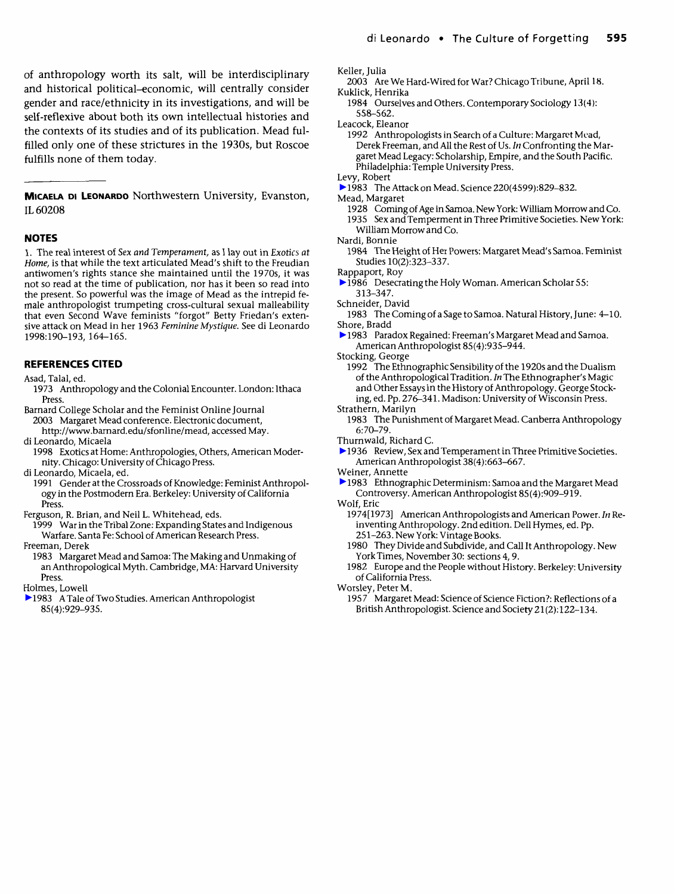of anthropology worth its salt, will be interdisciplinary and historical political–economic, will centrally consider gender and race/ethnicity in its investigations, and will be self-reflexive about both its own intellectual histories and the contexts of its studies and of its publication. Mead fulfilled only one of these strictures in the 1930s, but Roscoe fulfills none of them today.

**Micaela di Leonardo** Northwestern University, Evanston, IL 60208

## NOTES

1. The real interest of *Sex and Temperament*, as I lay out in *Exotics at Home*, is that while the text articulated Mead's shift to the Freudian antiwomen's rights stance she maintained until the 1970s, it was not so read at the time of publication, nor has it been so read into the present. So powerful was the image of Mead as the intrepid female anthropologist trumpeting cross-cultural sexual malleability that even Second Wave feminists "forgot" Betty Friedan's extensive attack on Mead in her 1963 *Feminine Mystique*. See di Leonardo 1998:190–193, 164–165.

## REFERENCES CITED

Asad, Talal, ed.
1973 Anthropology and the Colonial Encounter. London: Ithaca Press.

Barnard College Scholar and the Feminist Online Journal
2003 Margaret Mead conference. Electronic document, http://www.barnard.edu/sfonline/mead, accessed May.

di Leonardo, Micaela
1998 Exotics at Home: Anthropologies, Others, American Modernity. Chicago: University of Chicago Press.

di Leonardo, Micaela, ed.
1991 Gender at the Crossroads of Knowledge: Feminist Anthropology in the Postmodern Era. Berkeley: University of California Press.

Ferguson, R. Brian, and Neil L. Whitehead, eds.
1999 War in the Tribal Zone: Expanding States and Indigenous Warfare. Santa Fe: School of American Research Press.

Freeman, Derek
1983 Margaret Mead and Samoa: The Making and Unmaking of an Anthropological Myth. Cambridge, MA: Harvard University Press.

Holmes, Lowell
1983 A Tale of Two Studies. American Anthropologist 85(4):929–935.

Keller, Julia
2003 Are We Hard-Wired for War? Chicago Tribune, April 18.

Kuklick, Henrika
1984 Ourselves and Others. Contemporary Sociology 13(4): 558–562.

Leacock, Eleanor
1992 Anthropologists in Search of a Culture: Margaret Mead, Derek Freeman, and All the Rest of Us. *In* Confronting the Margaret Mead Legacy: Scholarship, Empire, and the South Pacific. Philadelphia: Temple University Press.

Levy, Robert
1983 The Attack on Mead. Science 220(4599):829–832.

Mead, Margaret
1928 Coming of Age in Samoa. New York: William Morrow and Co.
1935 Sex and Temperment in Three Primitive Societies. New York: William Morrow and Co.

Nardi, Bonnie
1984 The Height of Her Powers: Margaret Mead's Samoa. Feminist Studies 10(2):323–337.

Rappaport, Roy
1986 Desecrating the Holy Woman. American Scholar 55: 313–347.

Schneider, David
1983 The Coming of a Sage to Samoa. Natural History, June: 4–10.

Shore, Bradd
1983 Paradox Regained: Freeman's Margaret Mead and Samoa. American Anthropologist 85(4):935–944.

Stocking, George
1992 The Ethnographic Sensibility of the 1920s and the Dualism of the Anthropological Tradition. *In* The Ethnographer's Magic and Other Essays in the History of Anthropology. George Stocking, ed. Pp. 276–341. Madison: University of Wisconsin Press.

Strathern, Marilyn
1983 The Punishment of Margaret Mead. Canberra Anthropology 6:70–79.

Thurnwald, Richard C.
1936 Review, Sex and Temperament in Three Primitive Societies. American Anthropologist 38(4):663–667.

Weiner, Annette
1983 Ethnographic Determinism: Samoa and the Margaret Mead Controversy. American Anthropologist 85(4):909–919.

Wolf, Eric
1974[1973] American Anthropologists and American Power. *In* Reinventing Anthropology. 2nd edition. Dell Hymes, ed. Pp. 251–263. New York: Vintage Books.
1980 They Divide and Subdivide, and Call It Anthropology. New York Times, November 30: sections 4, 9.
1982 Europe and the People without History. Berkeley: University of California Press.

Worsley, Peter M.
1957 Margaret Mead: Science of Science Fiction?: Reflections of a British Anthropologist. Science and Society 21(2):122–134.